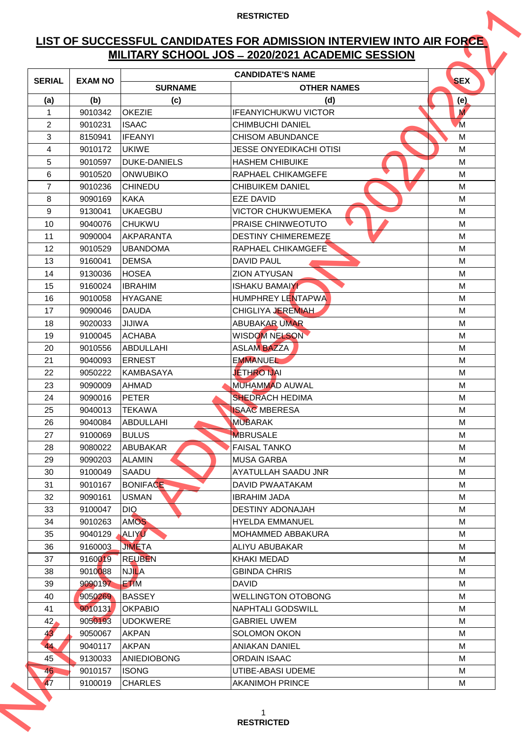RESTRICTED

# LIST OF SUCCESSFUL CANDIDATES FOR ADMISSION INTERVIEW INTO AIR FORCE MILITARY SCHOOL JOS – 2020/2021 ACADEMIC SESSION

| SERIAL | EXAM NO | CANDIDATE'S NAME | | SEX |
|---|---|---|---|---|
| | | SURNAME | OTHER NAMES | |
| (a) | (b) | (c) | (d) | (e) |
| 1 | 9010342 | OKEZIE | IFEANYICHUKWU VICTOR | M |
| 2 | 9010231 | ISAAC | CHIMBUCHI DANIEL | M |
| 3 | 8150941 | IFEANYI | CHISOM ABUNDANCE | M |
| 4 | 9010172 | UKIWE | JESSE ONYEDIKACHI OTISI | M |
| 5 | 9010597 | DUKE-DANIELS | HASHEM CHIBUIKE | M |
| 6 | 9010520 | ONWUBIKO | RAPHAEL CHIKAMGEFE | M |
| 7 | 9010236 | CHINEDU | CHIBUIKEM DANIEL | M |
| 8 | 9090169 | KAKA | EZE DAVID | M |
| 9 | 9130041 | UKAEGBU | VICTOR CHUKWUEMEKA | M |
| 10 | 9040076 | CHUKWU | PRAISE CHINWEOTUTO | M |
| 11 | 9090004 | AKPARANTA | DESTINY CHIMEREMEZE | M |
| 12 | 9010529 | UBANDOMA | RAPHAEL CHIKAMGEFE | M |
| 13 | 9160041 | DEMSA | DAVID PAUL | M |
| 14 | 9130036 | HOSEA | ZION ATYUSAN | M |
| 15 | 9160024 | IBRAHIM | ISHAKU BAMAIYI | M |
| 16 | 9010058 | HYAGANE | HUMPHREY LENTAPWA | M |
| 17 | 9090046 | DAUDA | CHIGLIYA JEREMIAH | M |
| 18 | 9020033 | JIJIWA | ABUBAKAR UMAR | M |
| 19 | 9100045 | ACHABA | WISDOM NELSON | M |
| 20 | 9010556 | ABDULLAHI | ASLAM BAZZA | M |
| 21 | 9040093 | ERNEST | EMMANUEL | M |
| 22 | 9050222 | KAMBASAYA | JETHRO IJAI | M |
| 23 | 9090009 | AHMAD | MUHAMMAD AUWAL | M |
| 24 | 9090016 | PETER | SHEDRACH HEDIMA | M |
| 25 | 9040013 | TEKAWA | ISAAC MBERESA | M |
| 26 | 9040084 | ABDULLAHI | MUBARAK | M |
| 27 | 9100069 | BULUS | MBRUSALE | M |
| 28 | 9080022 | ABUBAKAR | FAISAL TANKO | M |
| 29 | 9090203 | ALAMIN | MUSA GARBA | M |
| 30 | 9100049 | SAADU | AYATULLAH SAADU JNR | M |
| 31 | 9010167 | BONIFACE | DAVID PWAATAKAM | M |
| 32 | 9090161 | USMAN | IBRAHIM JADA | M |
| 33 | 9100047 | DIO | DESTINY ADONAJAH | M |
| 34 | 9010263 | AMOS | HYELDA EMMANUEL | M |
| 35 | 9040129 | ALIYU | MOHAMMED ABBAKURA | M |
| 36 | 9160003 | JIMETA | ALIYU ABUBAKAR | M |
| 37 | 9160019 | REUBEN | KHAKI MEDAD | M |
| 38 | 9010088 | NJILA | GBINDA CHRIS | M |
| 39 | 9090197 | ETIM | DAVID | M |
| 40 | 9050269 | BASSEY | WELLINGTON OTOBONG | M |
| 41 | 9010131 | OKPABIO | NAPHTALI GODSWILL | M |
| 42 | 9050193 | UDOKWERE | GABRIEL UWEM | M |
| 43 | 9050067 | AKPAN | SOLOMON OKON | M |
| 44 | 9040117 | AKPAN | ANIAKAN DANIEL | M |
| 45 | 9130033 | ANIEDIOBONG | ORDAIN ISAAC | M |
| 46 | 9010157 | ISONG | UTIBE-ABASI UDEME | M |
| 47 | 9100019 | CHARLES | AKANIMOH PRINCE | M |

RESTRICTED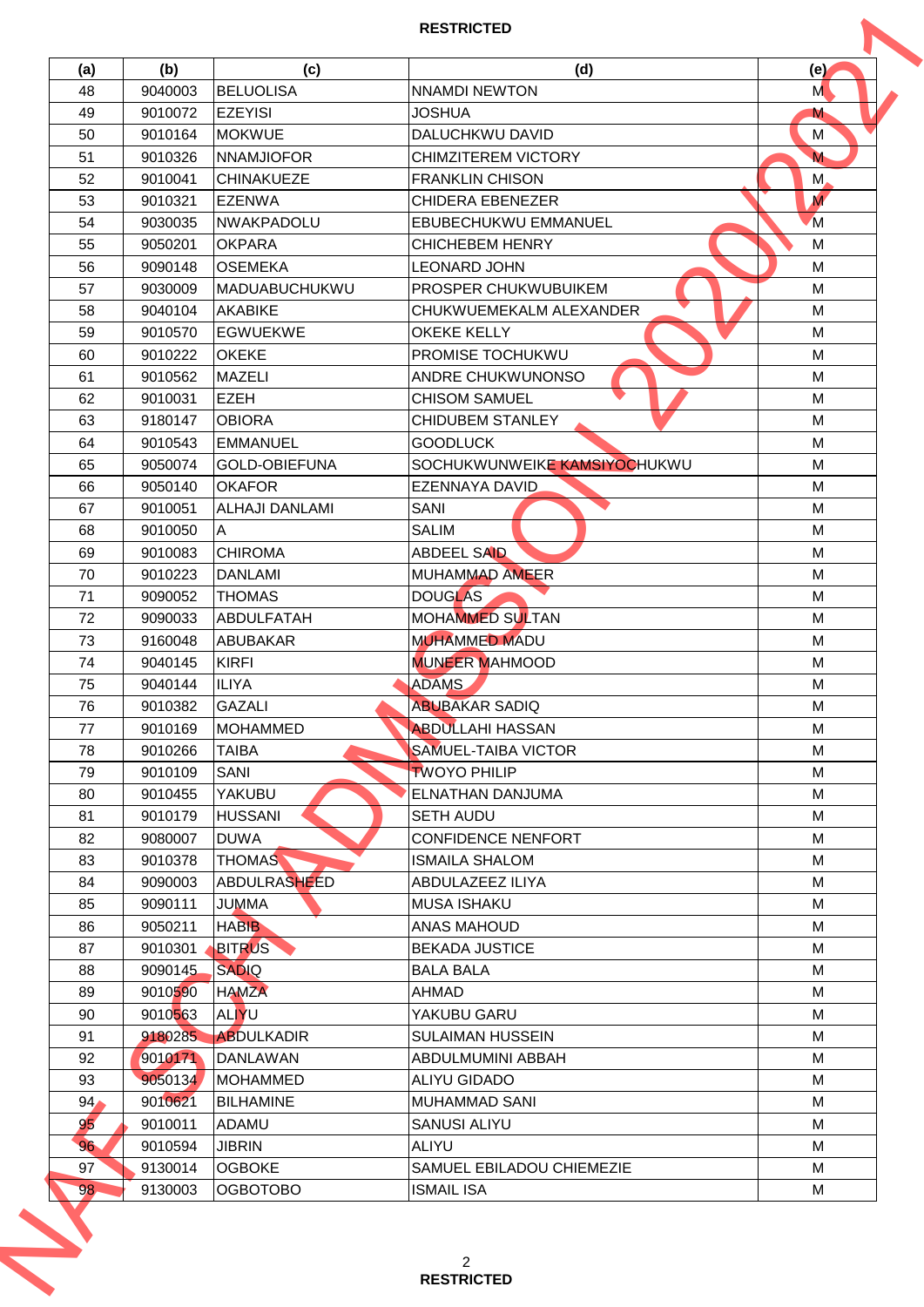| (a) | (b) | (c) | (d) | (e) |
|---|---|---|---|---|
| 48 | 9040003 | BELUOLISA | NNAMDI NEWTON | M |
| 49 | 9010072 | EZEYISI | JOSHUA | M |
| 50 | 9010164 | MOKWUE | DALUCHKWU DAVID | M |
| 51 | 9010326 | NNAMJIOFOR | CHIMZITEREM VICTORY | M |
| 52 | 9010041 | CHINAKUEZE | FRANKLIN CHISON | M |
| 53 | 9010321 | EZENWA | CHIDERA EBENEZER | M |
| 54 | 9030035 | NWAKPADOLU | EBUBECHUKWU EMMANUEL | M |
| 55 | 9050201 | OKPARA | CHICHEBEM HENRY | M |
| 56 | 9090148 | OSEMEKA | LEONARD JOHN | M |
| 57 | 9030009 | MADUABUCHUKWU | PROSPER CHUKWUBUIKEM | M |
| 58 | 9040104 | AKABIKE | CHUKWUEMEKALM ALEXANDER | M |
| 59 | 9010570 | EGWUEKWE | OKEKE KELLY | M |
| 60 | 9010222 | OKEKE | PROMISE TOCHUKWU | M |
| 61 | 9010562 | MAZELI | ANDRE CHUKWUNONSO | M |
| 62 | 9010031 | EZEH | CHISOM SAMUEL | M |
| 63 | 9180147 | OBIORA | CHIDUBEM STANLEY | M |
| 64 | 9010543 | EMMANUEL | GOODLUCK | M |
| 65 | 9050074 | GOLD-OBIEFUNA | SOCHUKWUNWEIKE KAMSIYOCHUKWU | M |
| 66 | 9050140 | OKAFOR | EZENNAYA DAVID | M |
| 67 | 9010051 | ALHAJI DANLAMI | SANI | M |
| 68 | 9010050 | A | SALIM | M |
| 69 | 9010083 | CHIROMA | ABDEEL SAID | M |
| 70 | 9010223 | DANLAMI | MUHAMMAD AMEER | M |
| 71 | 9090052 | THOMAS | DOUGLAS | M |
| 72 | 9090033 | ABDULFATAH | MOHAMMED SULTAN | M |
| 73 | 9160048 | ABUBAKAR | MUHAMMED MADU | M |
| 74 | 9040145 | KIRFI | MUNEER MAHMOOD | M |
| 75 | 9040144 | ILIYA | ADAMS | M |
| 76 | 9010382 | GAZALI | ABUBAKAR SADIQ | M |
| 77 | 9010169 | MOHAMMED | ABDULLAHI HASSAN | M |
| 78 | 9010266 | TAIBA | SAMUEL-TAIBA VICTOR | M |
| 79 | 9010109 | SANI | TWOYO PHILIP | M |
| 80 | 9010455 | YAKUBU | ELNATHAN DANJUMA | M |
| 81 | 9010179 | HUSSANI | SETH AUDU | M |
| 82 | 9080007 | DUWA | CONFIDENCE NENFORT | M |
| 83 | 9010378 | THOMAS | ISMAILA SHALOM | M |
| 84 | 9090003 | ABDULRASHEED | ABDULAZEEZ ILIYA | M |
| 85 | 9090111 | JUMMA | MUSA ISHAKU | M |
| 86 | 9050211 | HABIB | ANAS MAHOUD | M |
| 87 | 9010301 | BITRUS | BEKADA JUSTICE | M |
| 88 | 9090145 | SADIQ | BALA BALA | M |
| 89 | 9010590 | HAMZA | AHMAD | M |
| 90 | 9010563 | ALIYU | YAKUBU GARU | M |
| 91 | 9180285 | ABDULKADIR | SULAIMAN HUSSEIN | M |
| 92 | 9010171 | DANLAWAN | ABDULMUMINI ABBAH | M |
| 93 | 9050134 | MOHAMMED | ALIYU GIDADO | M |
| 94 | 9010621 | BILHAMINE | MUHAMMAD SANI | M |
| 95 | 9010011 | ADAMU | SANUSI ALIYU | M |
| 96 | 9010594 | JIBRIN | ALIYU | M |
| 97 | 9130014 | OGBOKE | SAMUEL EBILADOU CHIEMEZIE | M |
| 98 | 9130003 | OGBOTOBO | ISMAIL ISA | M |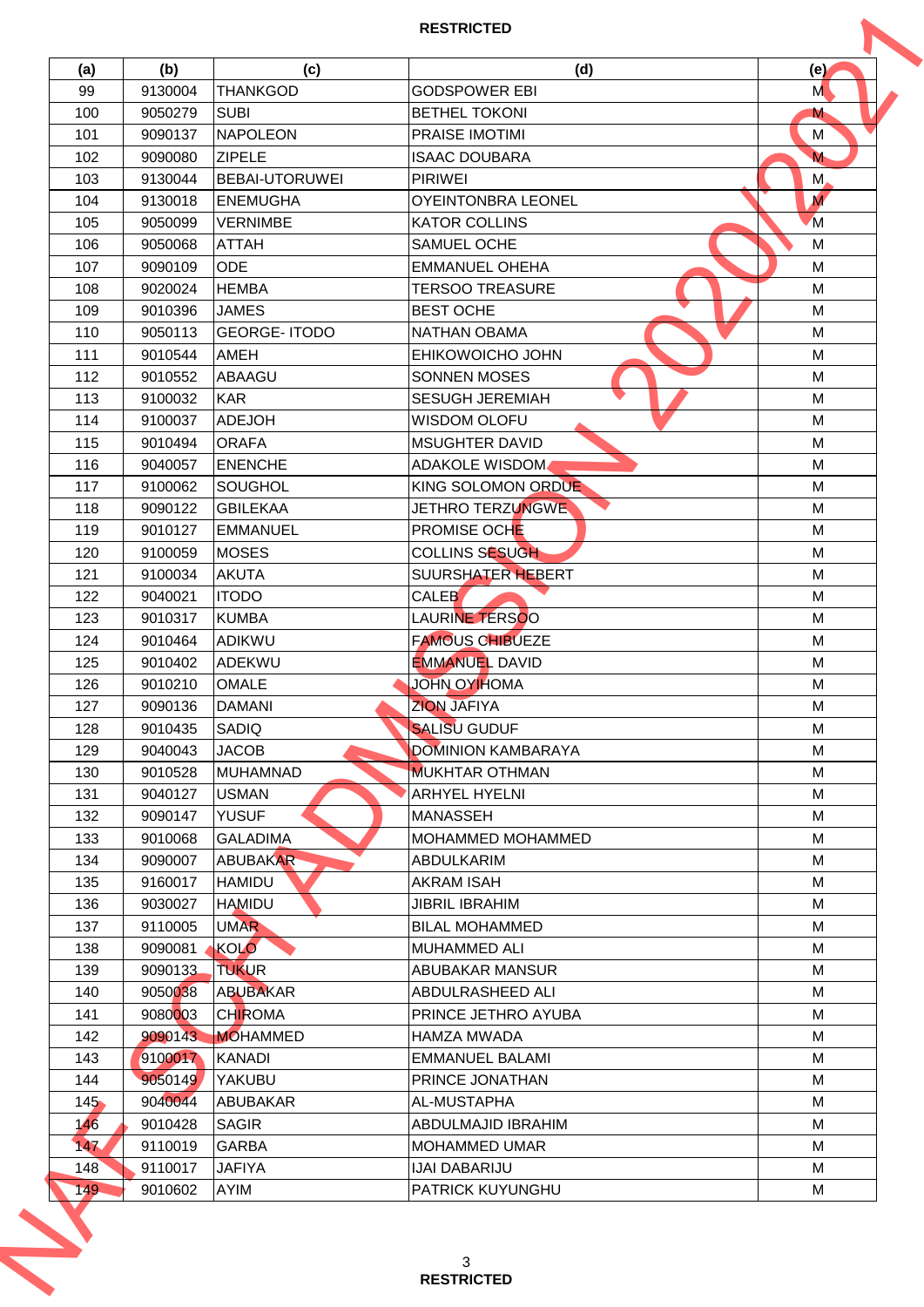RESTRICTED

| (a) | (b) | (c) | (d) | (e) |
|---|---|---|---|---|
| 99 | 9130004 | THANKGOD | GODSPOWER EBI | M |
| 100 | 9050279 | SUBI | BETHEL TOKONI | M |
| 101 | 9090137 | NAPOLEON | PRAISE IMOTIMI | M |
| 102 | 9090080 | ZIPELE | ISAAC DOUBARA | M |
| 103 | 9130044 | BEBAI-UTORUWEI | PIRIWEI | M |
| 104 | 9130018 | ENEMUGHA | OYEINTONBRA LEONEL | M |
| 105 | 9050099 | VERNIMBE | KATOR COLLINS | M |
| 106 | 9050068 | ATTAH | SAMUEL OCHE | M |
| 107 | 9090109 | ODE | EMMANUEL OHEHA | M |
| 108 | 9020024 | HEMBA | TERSOO TREASURE | M |
| 109 | 9010396 | JAMES | BEST OCHE | M |
| 110 | 9050113 | GEORGE- ITODO | NATHAN OBAMA | M |
| 111 | 9010544 | AMEH | EHIKOWOICHO JOHN | M |
| 112 | 9010552 | ABAAGU | SONNEN MOSES | M |
| 113 | 9100032 | KAR | SESUGH JEREMIAH | M |
| 114 | 9100037 | ADEJOH | WISDOM OLOFU | M |
| 115 | 9010494 | ORAFA | MSUGHTER DAVID | M |
| 116 | 9040057 | ENENCHE | ADAKOLE WISDOM | M |
| 117 | 9100062 | SOUGHOL | KING SOLOMON ORDUE | M |
| 118 | 9090122 | GBILEKAA | JETHRO TERZUNGWE | M |
| 119 | 9010127 | EMMANUEL | PROMISE OCHE | M |
| 120 | 9100059 | MOSES | COLLINS SESUGH | M |
| 121 | 9100034 | AKUTA | SUURSHATER HEBERT | M |
| 122 | 9040021 | ITODO | CALEB | M |
| 123 | 9010317 | KUMBA | LAURINE TERSOO | M |
| 124 | 9010464 | ADIKWU | FAMOUS CHIBUEZE | M |
| 125 | 9010402 | ADEKWU | EMMANUEL DAVID | M |
| 126 | 9010210 | OMALE | JOHN OYIHOMA | M |
| 127 | 9090136 | DAMANI | ZION JAFIYA | M |
| 128 | 9010435 | SADIQ | SALISU GUDUF | M |
| 129 | 9040043 | JACOB | DOMINION KAMBARAYA | M |
| 130 | 9010528 | MUHAMNAD | MUKHTAR OTHMAN | M |
| 131 | 9040127 | USMAN | ARHYEL HYELNI | M |
| 132 | 9090147 | YUSUF | MANASSEH | M |
| 133 | 9010068 | GALADIMA | MOHAMMED MOHAMMED | M |
| 134 | 9090007 | ABUBAKAR | ABDULKARIM | M |
| 135 | 9160017 | HAMIDU | AKRAM ISAH | M |
| 136 | 9030027 | HAMIDU | JIBRIL IBRAHIM | M |
| 137 | 9110005 | UMAR | BILAL MOHAMMED | M |
| 138 | 9090081 | KOLO | MUHAMMED ALI | M |
| 139 | 9090133 | TUKUR | ABUBAKAR MANSUR | M |
| 140 | 9050038 | ABUBAKAR | ABDULRASHEED ALI | M |
| 141 | 9080003 | CHIROMA | PRINCE JETHRO AYUBA | M |
| 142 | 9090143 | MOHAMMED | HAMZA MWADA | M |
| 143 | 9100017 | KANADI | EMMANUEL BALAMI | M |
| 144 | 9050149 | YAKUBU | PRINCE JONATHAN | M |
| 145 | 9040044 | ABUBAKAR | AL-MUSTAPHA | M |
| 146 | 9010428 | SAGIR | ABDULMAJID IBRAHIM | M |
| 147 | 9110019 | GARBA | MOHAMMED UMAR | M |
| 148 | 9110017 | JAFIYA | IJAI DABARIJU | M |
| 149 | 9010602 | AYIM | PATRICK KUYUNGHU | M |

RESTRICTED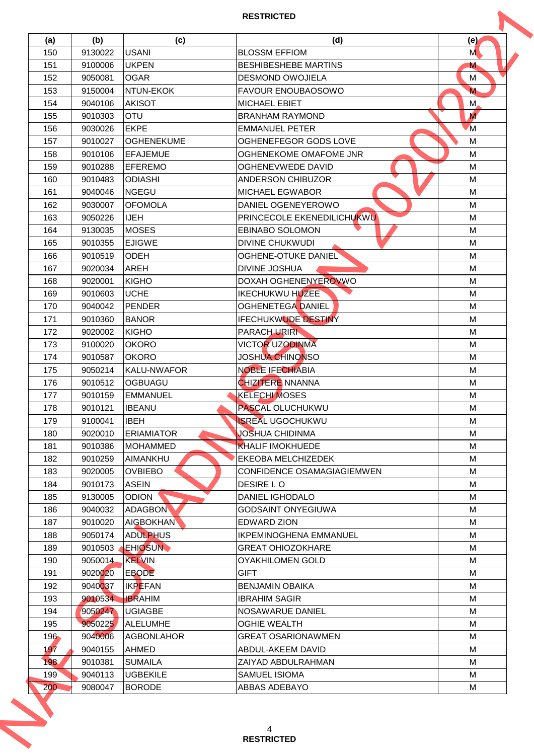| (a) | (b) | (c) | (d) | (e) |
|---|---|---|---|---|
| 150 | 9130022 | USANI | BLOSSM EFFIOM | M |
| 151 | 9100006 | UKPEN | BESHIBESHEBE MARTINS | M |
| 152 | 9050081 | OGAR | DESMOND OWOJIELA | M |
| 153 | 9150004 | NTUN-EKOK | FAVOUR ENOUBAOSOWO | M |
| 154 | 9040106 | AKISOT | MICHAEL EBIET | M |
| 155 | 9010303 | OTU | BRANHAM RAYMOND | M |
| 156 | 9030026 | EKPE | EMMANUEL PETER | M |
| 157 | 9010027 | OGHENEKUME | OGHENEFEGOR GODS LOVE | M |
| 158 | 9010106 | EFAJEMUE | OGHENEKOME OMAFOME JNR | M |
| 159 | 9010288 | EFEREMO | OGHENEVWEDE DAVID | M |
| 160 | 9010483 | ODIASHI | ANDERSON CHIBUZOR | M |
| 161 | 9040046 | NGEGU | MICHAEL EGWABOR | M |
| 162 | 9030007 | OFOMOLA | DANIEL OGENEYEROWO | M |
| 163 | 9050226 | IJEH | PRINCECOLE EKENEDILICHUKWU | M |
| 164 | 9130035 | MOSES | EBINABO SOLOMON | M |
| 165 | 9010355 | EJIGWE | DIVINE CHUKWUDI | M |
| 166 | 9010519 | ODEH | OGHENE-OTUKE DANIEL | M |
| 167 | 9020034 | AREH | DIVINE JOSHUA | M |
| 168 | 9020001 | KIGHO | DOXAH OGHENENYEROVWO | M |
| 169 | 9010603 | UCHE | IKECHUKWU HUZEE | M |
| 170 | 9040042 | PENDER | OGHENETEGA DANIEL | M |
| 171 | 9010360 | BANOR | IFECHUKWUDE DESTINY | M |
| 172 | 9020002 | KIGHO | PARACH URIRI | M |
| 173 | 9100020 | OKORO | VICTOR UZODINMA | M |
| 174 | 9010587 | OKORO | JOSHUA CHINONSO | M |
| 175 | 9050214 | KALU-NWAFOR | NOBLE IFECHIABIA | M |
| 176 | 9010512 | OGBUAGU | CHIZITERE NNANNA | M |
| 177 | 9010159 | EMMANUEL | KELECHI MOSES | M |
| 178 | 9010121 | IBEANU | PASCAL OLUCHUKWU | M |
| 179 | 9100041 | IBEH | ISREAL UGOCHUKWU | M |
| 180 | 9020010 | ERIAMIATOR | JOSHUA CHIDINMA | M |
| 181 | 9010386 | MOHAMMED | KHALIF IMOKHUEDE | M |
| 182 | 9010259 | AIMANKHU | EKEOBA MELCHIZEDEK | M |
| 183 | 9020005 | OVBIEBO | CONFIDENCE OSAMAGIAGIEMWEN | M |
| 184 | 9010173 | ASEIN | DESIRE I. O | M |
| 185 | 9130005 | ODION | DANIEL IGHODALO | M |
| 186 | 9040032 | ADAGBON | GODSAINT ONYEGIUWA | M |
| 187 | 9010020 | AIGBOKHAN | EDWARD ZION | M |
| 188 | 9050174 | ADULPHUS | IKPEMINOGHENA EMMANUEL | M |
| 189 | 9010503 | EHIOSUN | GREAT OHIOZOKHARE | M |
| 190 | 9050014 | KELVIN | OYAKHILOMEN GOLD | M |
| 191 | 9020020 | EBODE | GIFT | M |
| 192 | 9040037 | IKPEFAN | BENJAMIN OBAIKA | M |
| 193 | 9010534 | IBRAHIM | IBRAHIM SAGIR | M |
| 194 | 9050247 | UGIAGBE | NOSAWARUE DANIEL | M |
| 195 | 9050225 | ALELUMHE | OGHIE WEALTH | M |
| 196 | 9040006 | AGBONLAHOR | GREAT OSARIONAWMEN | M |
| 197 | 9040155 | AHMED | ABDUL-AKEEM DAVID | M |
| 198 | 9010381 | SUMAILA | ZAIYAD ABDULRAHMAN | M |
| 199 | 9040113 | UGBEKILE | SAMUEL ISIOMA | M |
| 200 | 9080047 | BORODE | ABBAS ADEBAYO | M |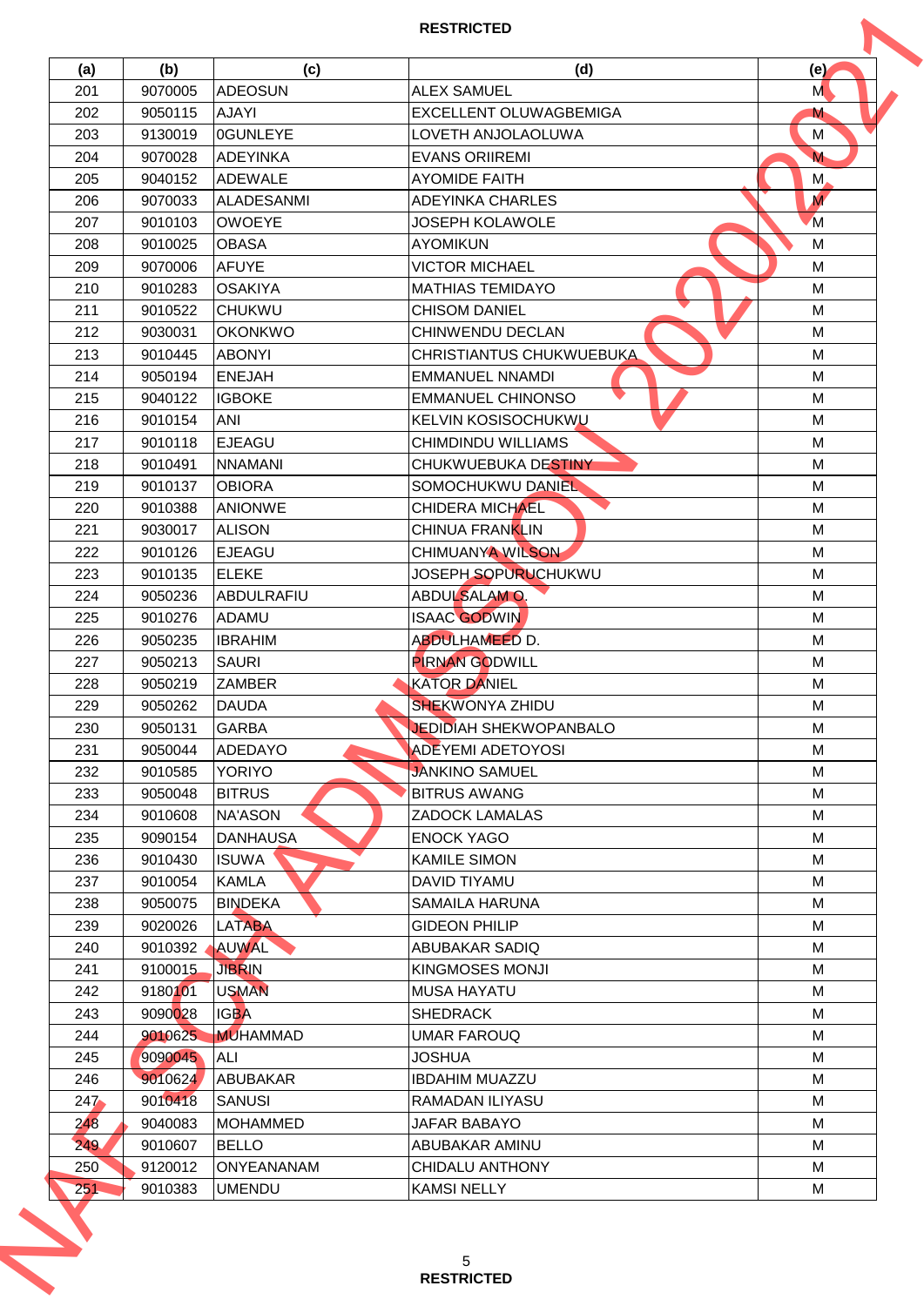| (a) | (b) | (c) | (d) | (e) |
|---|---|---|---|---|
| 201 | 9070005 | ADEOSUN | ALEX SAMUEL | M |
| 202 | 9050115 | AJAYI | EXCELLENT OLUWAGBEMIGA | M |
| 203 | 9130019 | 0GUNLEYE | LOVETH ANJOLAOLUWA | M |
| 204 | 9070028 | ADEYINKA | EVANS ORIIREMI | M |
| 205 | 9040152 | ADEWALE | AYOMIDE FAITH | M |
| 206 | 9070033 | ALADESANMI | ADEYINKA CHARLES | M |
| 207 | 9010103 | OWOEYE | JOSEPH KOLAWOLE | M |
| 208 | 9010025 | OBASA | AYOMIKUN | M |
| 209 | 9070006 | AFUYE | VICTOR MICHAEL | M |
| 210 | 9010283 | OSAKIYA | MATHIAS TEMIDAYO | M |
| 211 | 9010522 | CHUKWU | CHISOM DANIEL | M |
| 212 | 9030031 | OKONKWO | CHINWENDU DECLAN | M |
| 213 | 9010445 | ABONYI | CHRISTIANTUS CHUKWUEBUKA | M |
| 214 | 9050194 | ENEJAH | EMMANUEL NNAMDI | M |
| 215 | 9040122 | IGBOKE | EMMANUEL CHINONSO | M |
| 216 | 9010154 | ANI | KELVIN KOSISOCHUKWU | M |
| 217 | 9010118 | EJEAGU | CHIMDINDU WILLIAMS | M |
| 218 | 9010491 | NNAMANI | CHUKWUEBUKA DESTINY | M |
| 219 | 9010137 | OBIORA | SOMOCHUKWU DANIEL | M |
| 220 | 9010388 | ANIONWE | CHIDERA MICHAEL | M |
| 221 | 9030017 | ALISON | CHINUA FRANKLIN | M |
| 222 | 9010126 | EJEAGU | CHIMUANYA WILSON | M |
| 223 | 9010135 | ELEKE | JOSEPH SOPURUCHUKWU | M |
| 224 | 9050236 | ABDULRAFIU | ABDULSALAM O. | M |
| 225 | 9010276 | ADAMU | ISAAC GODWIN | M |
| 226 | 9050235 | IBRAHIM | ABDULHAMEED D. | M |
| 227 | 9050213 | SAURI | PIRNAN GODWILL | M |
| 228 | 9050219 | ZAMBER | KATOR DANIEL | M |
| 229 | 9050262 | DAUDA | SHEKWONYA ZHIDU | M |
| 230 | 9050131 | GARBA | JEDIDIAH SHEKWOPANBALO | M |
| 231 | 9050044 | ADEDAYO | ADEYEMI ADETOYOSI | M |
| 232 | 9010585 | YORIYO | JANKINO SAMUEL | M |
| 233 | 9050048 | BITRUS | BITRUS AWANG | M |
| 234 | 9010608 | NA'ASON | ZADOCK LAMALAS | M |
| 235 | 9090154 | DANHAUSA | ENOCK YAGO | M |
| 236 | 9010430 | ISUWA | KAMILE SIMON | M |
| 237 | 9010054 | KAMLA | DAVID TIYAMU | M |
| 238 | 9050075 | BINDEKA | SAMAILA HARUNA | M |
| 239 | 9020026 | LATABA | GIDEON PHILIP | M |
| 240 | 9010392 | AUWAL | ABUBAKAR SADIQ | M |
| 241 | 9100015 | JIBRIN | KINGMOSES MONJI | M |
| 242 | 9180101 | USMAN | MUSA HAYATU | M |
| 243 | 9090028 | IGBA | SHEDRACK | M |
| 244 | 9010625 | MUHAMMAD | UMAR FAROUQ | M |
| 245 | 9090045 | ALI | JOSHUA | M |
| 246 | 9010624 | ABUBAKAR | IBDAHIM MUAZZU | M |
| 247 | 9010418 | SANUSI | RAMADAN ILIYASU | M |
| 248 | 9040083 | MOHAMMED | JAFAR BABAYO | M |
| 249 | 9010607 | BELLO | ABUBAKAR AMINU | M |
| 250 | 9120012 | ONYEANANAM | CHIDALU ANTHONY | M |
| 251 | 9010383 | UMENDU | KAMSI NELLY | M |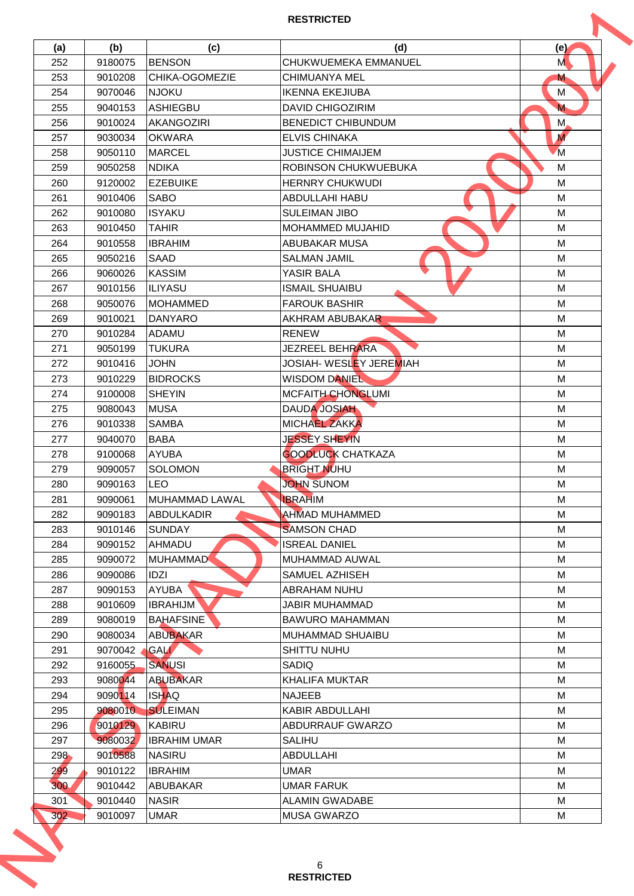**RESTRICTED**

| (a) | (b) | (c) | (d) | (e) |
|---|---|---|---|---|
| 252 | 9180075 | BENSON | CHUKWUEMEKA EMMANUEL | M |
| 253 | 9010208 | CHIKA-OGOMEZIE | CHIMUANYA MEL | M |
| 254 | 9070046 | NJOKU | IKENNA EKEJIUBA | M |
| 255 | 9040153 | ASHIEGBU | DAVID CHIGOZIRIM | M |
| 256 | 9010024 | AKANGOZIRI | BENEDICT CHIBUNDUM | M |
| 257 | 9030034 | OKWARA | ELVIS CHINAKA | M |
| 258 | 9050110 | MARCEL | JUSTICE CHIMAIJEM | M |
| 259 | 9050258 | NDIKA | ROBINSON CHUKWUEBUKA | M |
| 260 | 9120002 | EZEBUIKE | HERNRY CHUKWUDI | M |
| 261 | 9010406 | SABO | ABDULLAHI HABU | M |
| 262 | 9010080 | ISYAKU | SULEIMAN JIBO | M |
| 263 | 9010450 | TAHIR | MOHAMMED MUJAHID | M |
| 264 | 9010558 | IBRAHIM | ABUBAKAR MUSA | M |
| 265 | 9050216 | SAAD | SALMAN JAMIL | M |
| 266 | 9060026 | KASSIM | YASIR BALA | M |
| 267 | 9010156 | ILIYASU | ISMAIL SHUAIBU | M |
| 268 | 9050076 | MOHAMMED | FAROUK BASHIR | M |
| 269 | 9010021 | DANYARO | AKHRAM ABUBAKAR | M |
| 270 | 9010284 | ADAMU | RENEW | M |
| 271 | 9050199 | TUKURA | JEZREEL BEHRARA | M |
| 272 | 9010416 | JOHN | JOSIAH- WESLEY JEREMIAH | M |
| 273 | 9010229 | BIDROCKS | WISDOM DANIEL | M |
| 274 | 9100008 | SHEYIN | MCFAITH CHONGLUMI | M |
| 275 | 9080043 | MUSA | DAUDA JOSIAH | M |
| 276 | 9010338 | SAMBA | MICHAEL ZAKKA | M |
| 277 | 9040070 | BABA | JESSEY SHEYIN | M |
| 278 | 9100068 | AYUBA | GOODLUCK CHATKAZA | M |
| 279 | 9090057 | SOLOMON | BRIGHT NUHU | M |
| 280 | 9090163 | LEO | JOHN SUNOM | M |
| 281 | 9090061 | MUHAMMAD LAWAL | IBRAHIM | M |
| 282 | 9090183 | ABDULKADIR | AHMAD MUHAMMED | M |
| 283 | 9010146 | SUNDAY | SAMSON CHAD | M |
| 284 | 9090152 | AHMADU | ISREAL DANIEL | M |
| 285 | 9090072 | MUHAMMAD | MUHAMMAD AUWAL | M |
| 286 | 9090086 | IDZI | SAMUEL AZHISEH | M |
| 287 | 9090153 | AYUBA | ABRAHAM NUHU | M |
| 288 | 9010609 | IBRAHIJM | JABIR MUHAMMAD | M |
| 289 | 9080019 | BAHAFSINE | BAWURO MAHAMMAN | M |
| 290 | 9080034 | ABUBAKAR | MUHAMMAD SHUAIBU | M |
| 291 | 9070042 | GALI | SHITTU NUHU | M |
| 292 | 9160055 | SANUSI | SADIQ | M |
| 293 | 9080044 | ABUBAKAR | KHALIFA MUKTAR | M |
| 294 | 9090114 | ISHAQ | NAJEEB | M |
| 295 | 9080010 | SULEIMAN | KABIR ABDULLAHI | M |
| 296 | 9010129 | KABIRU | ABDURRAUF GWARZO | M |
| 297 | 9080032 | IBRAHIM UMAR | SALIHU | M |
| 298 | 9010588 | NASIRU | ABDULLAHI | M |
| 299 | 9010122 | IBRAHIM | UMAR | M |
| 300 | 9010442 | ABUBAKAR | UMAR FARUK | M |
| 301 | 9010440 | NASIR | ALAMIN GWADABE | M |
| 302 | 9010097 | UMAR | MUSA GWARZO | M |

**RESTRICTED**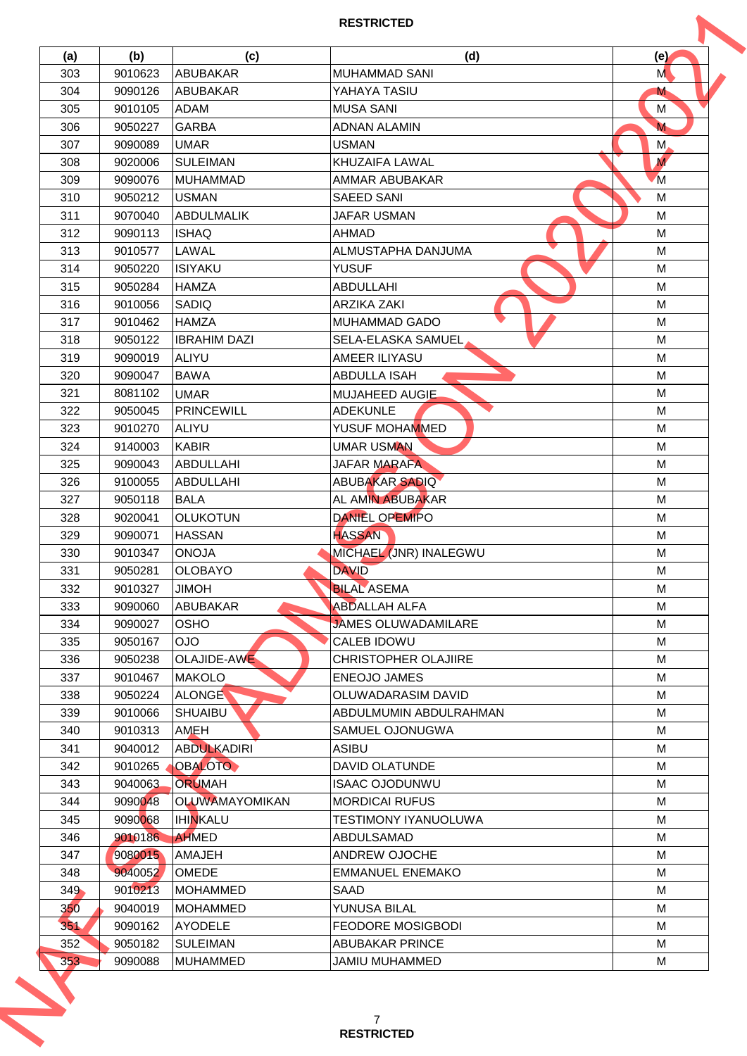RESTRICTED

| (a) | (b) | (c) | (d) | (e) |
|---|---|---|---|---|
| 303 | 9010623 | ABUBAKAR | MUHAMMAD SANI | M |
| 304 | 9090126 | ABUBAKAR | YAHAYA TASIU | M |
| 305 | 9010105 | ADAM | MUSA SANI | M |
| 306 | 9050227 | GARBA | ADNAN ALAMIN | M |
| 307 | 9090089 | UMAR | USMAN | M |
| 308 | 9020006 | SULEIMAN | KHUZAIFA LAWAL | M |
| 309 | 9090076 | MUHAMMAD | AMMAR ABUBAKAR | M |
| 310 | 9050212 | USMAN | SAEED SANI | M |
| 311 | 9070040 | ABDULMALIK | JAFAR USMAN | M |
| 312 | 9090113 | ISHAQ | AHMAD | M |
| 313 | 9010577 | LAWAL | ALMUSTAPHA DANJUMA | M |
| 314 | 9050220 | ISIYAKU | YUSUF | M |
| 315 | 9050284 | HAMZA | ABDULLAHI | M |
| 316 | 9010056 | SADIQ | ARZIKA ZAKI | M |
| 317 | 9010462 | HAMZA | MUHAMMAD GADO | M |
| 318 | 9050122 | IBRAHIM DAZI | SELA-ELASKA SAMUEL | M |
| 319 | 9090019 | ALIYU | AMEER ILIYASU | M |
| 320 | 9090047 | BAWA | ABDULLA ISAH | M |
| 321 | 8081102 | UMAR | MUJAHEED AUGIE | M |
| 322 | 9050045 | PRINCEWILL | ADEKUNLE | M |
| 323 | 9010270 | ALIYU | YUSUF MOHAMMED | M |
| 324 | 9140003 | KABIR | UMAR USMAN | M |
| 325 | 9090043 | ABDULLAHI | JAFAR MARAFA | M |
| 326 | 9100055 | ABDULLAHI | ABUBAKAR SADIQ | M |
| 327 | 9050118 | BALA | AL AMIN ABUBAKAR | M |
| 328 | 9020041 | OLUKOTUN | DANIEL OPEMIPO | M |
| 329 | 9090071 | HASSAN | HASSAN | M |
| 330 | 9010347 | ONOJA | MICHAEL (JNR) INALEGWU | M |
| 331 | 9050281 | OLOBAYO | DAVID | M |
| 332 | 9010327 | JIMOH | BILAL ASEMA | M |
| 333 | 9090060 | ABUBAKAR | ABDALLAH ALFA | M |
| 334 | 9090027 | OSHO | JAMES OLUWADAMILARE | M |
| 335 | 9050167 | OJO | CALEB IDOWU | M |
| 336 | 9050238 | OLAJIDE-AWE | CHRISTOPHER OLAJIIRE | M |
| 337 | 9010467 | MAKOLO | ENEOJO JAMES | M |
| 338 | 9050224 | ALONGE | OLUWADARASIM DAVID | M |
| 339 | 9010066 | SHUAIBU | ABDULMUMIN ABDULRAHMAN | M |
| 340 | 9010313 | AMEH | SAMUEL OJONUGWA | M |
| 341 | 9040012 | ABDULKADIRI | ASIBU | M |
| 342 | 9010265 | OBALOTO | DAVID OLATUNDE | M |
| 343 | 9040063 | ORUMAH | ISAAC OJODUNWU | M |
| 344 | 9090048 | OLUWAMAYOMIKAN | MORDICAI RUFUS | M |
| 345 | 9090068 | IHINKALU | TESTIMONY IYANUOLUWA | M |
| 346 | 9010186 | AHMED | ABDULSAMAD | M |
| 347 | 9080015 | AMAJEH | ANDREW OJOCHE | M |
| 348 | 9040052 | OMEDE | EMMANUEL ENEMAKO | M |
| 349 | 9010213 | MOHAMMED | SAAD | M |
| 350 | 9040019 | MOHAMMED | YUNUSA BILAL | M |
| 351 | 9090162 | AYODELE | FEODORE MOSIGBODI | M |
| 352 | 9050182 | SULEIMAN | ABUBAKAR PRINCE | M |
| 353 | 9090088 | MUHAMMED | JAMIU MUHAMMED | M |

RESTRICTED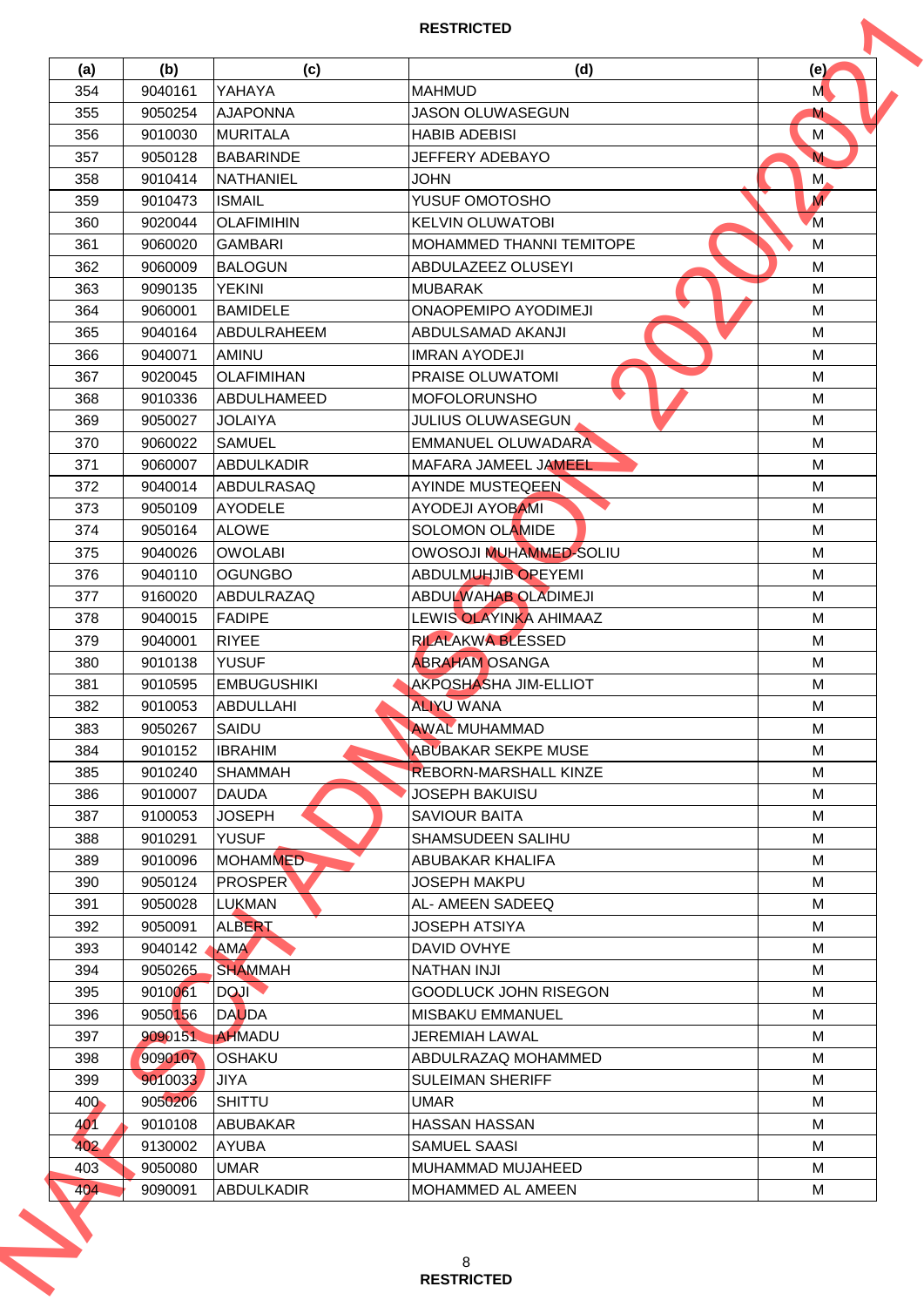| (a) | (b) | (c) | (d) | (e) |
|---|---|---|---|---|
| 354 | 9040161 | YAHAYA | MAHMUD | M |
| 355 | 9050254 | AJAPONNA | JASON OLUWASEGUN | M |
| 356 | 9010030 | MURITALA | HABIB ADEBISI | M |
| 357 | 9050128 | BABARINDE | JEFFERY ADEBAYO | M |
| 358 | 9010414 | NATHANIEL | JOHN | M |
| 359 | 9010473 | ISMAIL | YUSUF OMOTOSHO | M |
| 360 | 9020044 | OLAFIMIHIN | KELVIN OLUWATOBI | M |
| 361 | 9060020 | GAMBARI | MOHAMMED THANNI TEMITOPE | M |
| 362 | 9060009 | BALOGUN | ABDULAZEEZ OLUSEYI | M |
| 363 | 9090135 | YEKINI | MUBARAK | M |
| 364 | 9060001 | BAMIDELE | ONAOPEMIPO AYODIMEJI | M |
| 365 | 9040164 | ABDULRAHEEM | ABDULSAMAD AKANJI | M |
| 366 | 9040071 | AMINU | IMRAN AYODEJI | M |
| 367 | 9020045 | OLAFIMIHAN | PRAISE OLUWATOMI | M |
| 368 | 9010336 | ABDULHAMEED | MOFOLORUNSHO | M |
| 369 | 9050027 | JOLAIYA | JULIUS OLUWASEGUN | M |
| 370 | 9060022 | SAMUEL | EMMANUEL OLUWADARA | M |
| 371 | 9060007 | ABDULKADIR | MAFARA JAMEEL JAMEEL | M |
| 372 | 9040014 | ABDULRASAQ | AYINDE MUSTEQEEN | M |
| 373 | 9050109 | AYODELE | AYODEJI AYOBAMI | M |
| 374 | 9050164 | ALOWE | SOLOMON OLAMIDE | M |
| 375 | 9040026 | OWOLABI | OWOSOJI MUHAMMED-SOLIU | M |
| 376 | 9040110 | OGUNGBO | ABDULMUHJIB OPEYEMI | M |
| 377 | 9160020 | ABDULRAZAQ | ABDULWAHAB OLADIMEJI | M |
| 378 | 9040015 | FADIPE | LEWIS OLAYINKA AHIMAAZ | M |
| 379 | 9040001 | RIYEE | RILALAKWA BLESSED | M |
| 380 | 9010138 | YUSUF | ABRAHAM OSANGA | M |
| 381 | 9010595 | EMBUGUSHIKI | AKPOSHASHA JIM-ELLIOT | M |
| 382 | 9010053 | ABDULLAHI | ALIYU WANA | M |
| 383 | 9050267 | SAIDU | AWAL MUHAMMAD | M |
| 384 | 9010152 | IBRAHIM | ABUBAKAR SEKPE MUSE | M |
| 385 | 9010240 | SHAMMAH | REBORN-MARSHALL KINZE | M |
| 386 | 9010007 | DAUDA | JOSEPH BAKUISU | M |
| 387 | 9100053 | JOSEPH | SAVIOUR BAITA | M |
| 388 | 9010291 | YUSUF | SHAMSUDEEN SALIHU | M |
| 389 | 9010096 | MOHAMMED | ABUBAKAR KHALIFA | M |
| 390 | 9050124 | PROSPER | JOSEPH MAKPU | M |
| 391 | 9050028 | LUKMAN | AL- AMEEN SADEEQ | M |
| 392 | 9050091 | ALBERT | JOSEPH ATSIYA | M |
| 393 | 9040142 | AMA | DAVID OVHYE | M |
| 394 | 9050265 | SHAMMAH | NATHAN INJI | M |
| 395 | 9010061 | DOJI | GOODLUCK JOHN RISEGON | M |
| 396 | 9050156 | DAUDA | MISBAKU EMMANUEL | M |
| 397 | 9090151 | AHMADU | JEREMIAH LAWAL | M |
| 398 | 9090107 | OSHAKU | ABDULRAZAQ MOHAMMED | M |
| 399 | 9010033 | JIYA | SULEIMAN SHERIFF | M |
| 400 | 9050206 | SHITTU | UMAR | M |
| 401 | 9010108 | ABUBAKAR | HASSAN HASSAN | M |
| 402 | 9130002 | AYUBA | SAMUEL SAASI | M |
| 403 | 9050080 | UMAR | MUHAMMAD MUJAHEED | M |
| 404 | 9090091 | ABDULKADIR | MOHAMMED AL AMEEN | M |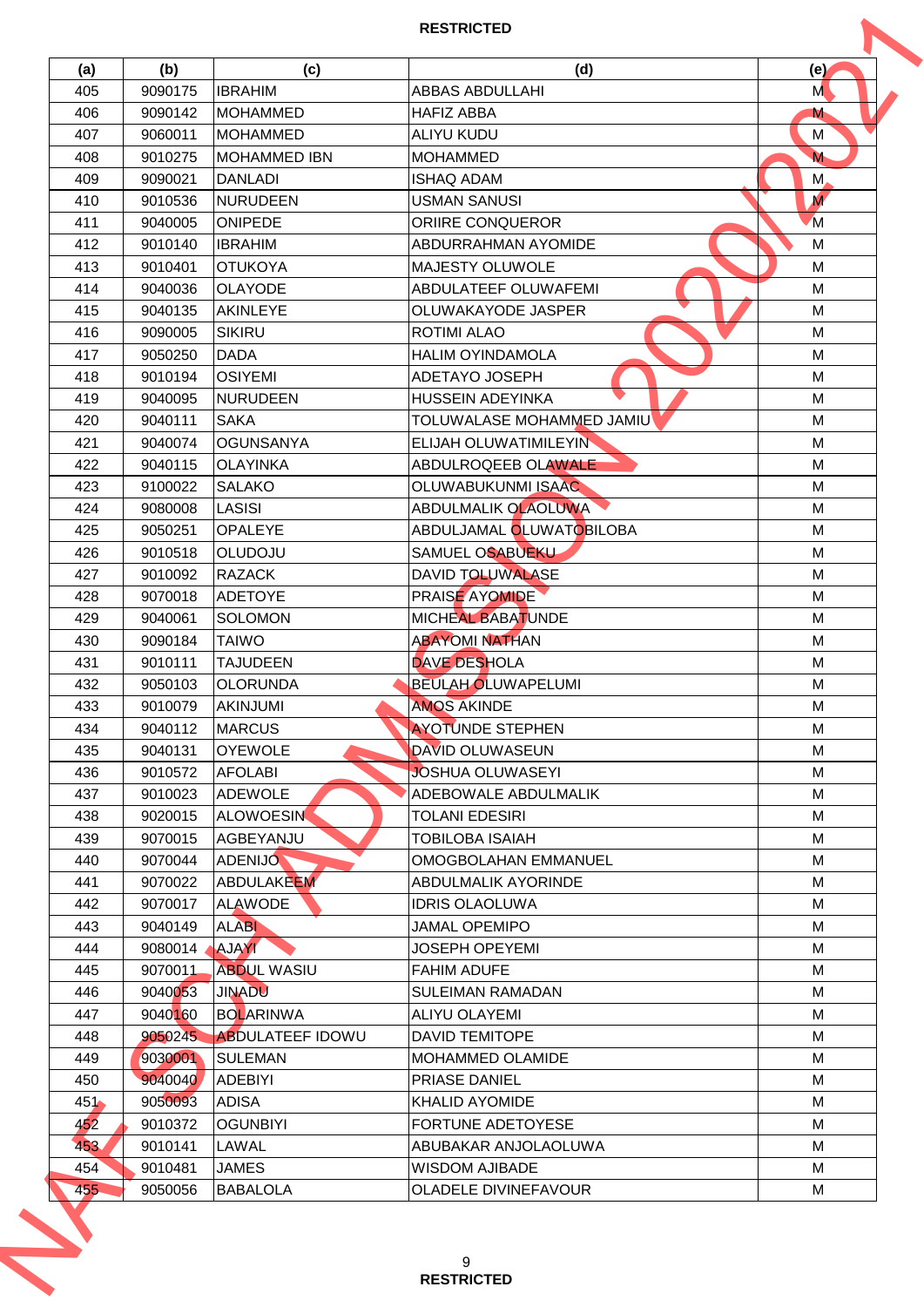RESTRICTED

| (a) | (b) | (c) | (d) | (e) |
|---|---|---|---|---|
| 405 | 9090175 | IBRAHIM | ABBAS ABDULLAHI | M |
| 406 | 9090142 | MOHAMMED | HAFIZ ABBA | M |
| 407 | 9060011 | MOHAMMED | ALIYU KUDU | M |
| 408 | 9010275 | MOHAMMED IBN | MOHAMMED | M |
| 409 | 9090021 | DANLADI | ISHAQ ADAM | M |
| 410 | 9010536 | NURUDEEN | USMAN SANUSI | M |
| 411 | 9040005 | ONIPEDE | ORIIRE CONQUEROR | M |
| 412 | 9010140 | IBRAHIM | ABDURRAHMAN AYOMIDE | M |
| 413 | 9010401 | OTUKOYA | MAJESTY OLUWOLE | M |
| 414 | 9040036 | OLAYODE | ABDULATEEF OLUWAFEMI | M |
| 415 | 9040135 | AKINLEYE | OLUWAKAYODE JASPER | M |
| 416 | 9090005 | SIKIRU | ROTIMI ALAO | M |
| 417 | 9050250 | DADA | HALIM OYINDAMOLA | M |
| 418 | 9010194 | OSIYEMI | ADETAYO JOSEPH | M |
| 419 | 9040095 | NURUDEEN | HUSSEIN ADEYINKA | M |
| 420 | 9040111 | SAKA | TOLUWALASE MOHAMMED JAMIU | M |
| 421 | 9040074 | OGUNSANYA | ELIJAH OLUWATIMILEYIN | M |
| 422 | 9040115 | OLAYINKA | ABDULROQEEB OLAWALE | M |
| 423 | 9100022 | SALAKO | OLUWABUKUNMI ISAAC | M |
| 424 | 9080008 | LASISI | ABDULMALIK OLAOLUWA | M |
| 425 | 9050251 | OPALEYE | ABDULJAMAL OLUWATOBILOBA | M |
| 426 | 9010518 | OLUDOJU | SAMUEL OSABUEKU | M |
| 427 | 9010092 | RAZACK | DAVID TOLUWALASE | M |
| 428 | 9070018 | ADETOYE | PRAISE AYOMIDE | M |
| 429 | 9040061 | SOLOMON | MICHEAL BABATUNDE | M |
| 430 | 9090184 | TAIWO | ABAYOMI NATHAN | M |
| 431 | 9010111 | TAJUDEEN | DAVE DESHOLA | M |
| 432 | 9050103 | OLORUNDA | BEULAH OLUWAPELUMI | M |
| 433 | 9010079 | AKINJUMI | AMOS AKINDE | M |
| 434 | 9040112 | MARCUS | AYOTUNDE STEPHEN | M |
| 435 | 9040131 | OYEWOLE | DAVID OLUWASEUN | M |
| 436 | 9010572 | AFOLABI | JOSHUA OLUWASEYI | M |
| 437 | 9010023 | ADEWOLE | ADEBOWALE ABDULMALIK | M |
| 438 | 9020015 | ALOWOESIN | TOLANI EDESIRI | M |
| 439 | 9070015 | AGBEYANJU | TOBILOBA ISAIAH | M |
| 440 | 9070044 | ADENIJO | OMOGBOLAHAN EMMANUEL | M |
| 441 | 9070022 | ABDULAKEEM | ABDULMALIK AYORINDE | M |
| 442 | 9070017 | ALAWODE | IDRIS OLAOLUWA | M |
| 443 | 9040149 | ALABI | JAMAL OPEMIPO | M |
| 444 | 9080014 | AJAYI | JOSEPH OPEYEMI | M |
| 445 | 9070011 | ABDUL WASIU | FAHIM ADUFE | M |
| 446 | 9040053 | JINADU | SULEIMAN RAMADAN | M |
| 447 | 9040160 | BOLARINWA | ALIYU OLAYEMI | M |
| 448 | 9050245 | ABDULATEEF IDOWU | DAVID TEMITOPE | M |
| 449 | 9030001 | SULEMAN | MOHAMMED OLAMIDE | M |
| 450 | 9040040 | ADEBIYI | PRIASE DANIEL | M |
| 451 | 9050093 | ADISA | KHALID AYOMIDE | M |
| 452 | 9010372 | OGUNBIYI | FORTUNE ADETOYESE | M |
| 453 | 9010141 | LAWAL | ABUBAKAR ANJOLAOLUWA | M |
| 454 | 9010481 | JAMES | WISDOM AJIBADE | M |
| 455 | 9050056 | BABALOLA | OLADELE DIVINEFAVOUR | M |

RESTRICTED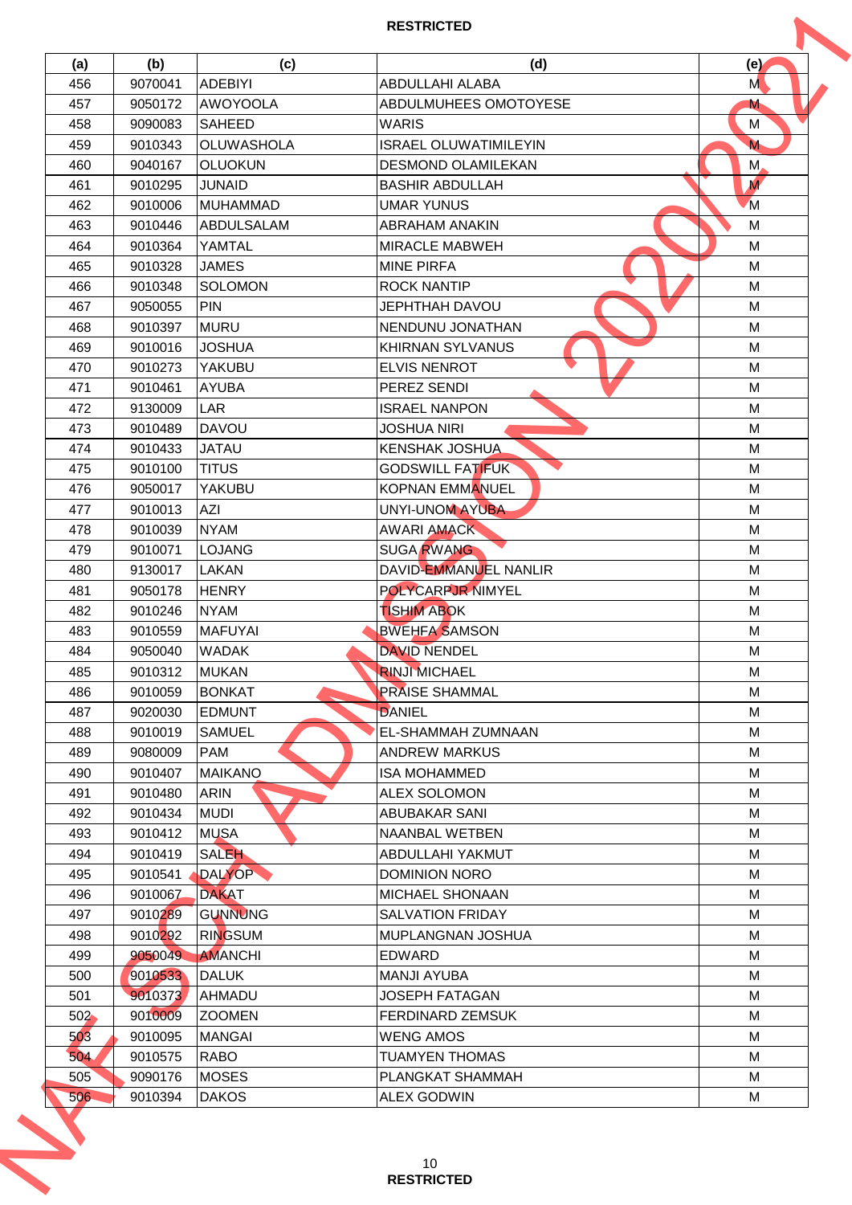| (a) | (b) | (c) | (d) | (e) |
|---|---|---|---|---|
| 456 | 9070041 | ADEBIYI | ABDULLAHI ALABA | M |
| 457 | 9050172 | AWOYOOLA | ABDULMUHEES OMOTOYESE | M |
| 458 | 9090083 | SAHEED | WARIS | M |
| 459 | 9010343 | OLUWASHOLA | ISRAEL OLUWATIMILEYIN | M |
| 460 | 9040167 | OLUOKUN | DESMOND OLAMILEKAN | M |
| 461 | 9010295 | JUNAID | BASHIR ABDULLAH | M |
| 462 | 9010006 | MUHAMMAD | UMAR YUNUS | M |
| 463 | 9010446 | ABDULSALAM | ABRAHAM ANAKIN | M |
| 464 | 9010364 | YAMTAL | MIRACLE MABWEH | M |
| 465 | 9010328 | JAMES | MINE PIRFA | M |
| 466 | 9010348 | SOLOMON | ROCK NANTIP | M |
| 467 | 9050055 | PIN | JEPHTHAH DAVOU | M |
| 468 | 9010397 | MURU | NENDUNU JONATHAN | M |
| 469 | 9010016 | JOSHUA | KHIRNAN SYLVANUS | M |
| 470 | 9010273 | YAKUBU | ELVIS NENROT | M |
| 471 | 9010461 | AYUBA | PEREZ SENDI | M |
| 472 | 9130009 | LAR | ISRAEL NANPON | M |
| 473 | 9010489 | DAVOU | JOSHUA NIRI | M |
| 474 | 9010433 | JATAU | KENSHAK JOSHUA | M |
| 475 | 9010100 | TITUS | GODSWILL FATIFUK | M |
| 476 | 9050017 | YAKUBU | KOPNAN EMMANUEL | M |
| 477 | 9010013 | AZI | UNYI-UNOM AYUBA | M |
| 478 | 9010039 | NYAM | AWARI AMACK | M |
| 479 | 9010071 | LOJANG | SUGA RWANG | M |
| 480 | 9130017 | LAKAN | DAVID-EMMANUEL NANLIR | M |
| 481 | 9050178 | HENRY | POLYCARPJR NIMYEL | M |
| 482 | 9010246 | NYAM | TISHIM ABOK | M |
| 483 | 9010559 | MAFUYAI | BWEHFA SAMSON | M |
| 484 | 9050040 | WADAK | DAVID NENDEL | M |
| 485 | 9010312 | MUKAN | RINJI MICHAEL | M |
| 486 | 9010059 | BONKAT | PRAISE SHAMMAL | M |
| 487 | 9020030 | EDMUNT | DANIEL | M |
| 488 | 9010019 | SAMUEL | EL-SHAMMAH ZUMNAAN | M |
| 489 | 9080009 | PAM | ANDREW MARKUS | M |
| 490 | 9010407 | MAIKANO | ISA MOHAMMED | M |
| 491 | 9010480 | ARIN | ALEX SOLOMON | M |
| 492 | 9010434 | MUDI | ABUBAKAR SANI | M |
| 493 | 9010412 | MUSA | NAANBAL WETBEN | M |
| 494 | 9010419 | SALEH | ABDULLAHI YAKMUT | M |
| 495 | 9010541 | DALYOP | DOMINION NORO | M |
| 496 | 9010067 | DAKAT | MICHAEL SHONAAN | M |
| 497 | 9010289 | GUNNUNG | SALVATION FRIDAY | M |
| 498 | 9010292 | RINGSUM | MUPLANGNAN JOSHUA | M |
| 499 | 9050049 | AMANCHI | EDWARD | M |
| 500 | 9010533 | DALUK | MANJI AYUBA | M |
| 501 | 9010373 | AHMADU | JOSEPH FATAGAN | M |
| 502 | 9010009 | ZOOMEN | FERDINARD ZEMSUK | M |
| 503 | 9010095 | MANGAI | WENG AMOS | M |
| 504 | 9010575 | RABO | TUAMYEN THOMAS | M |
| 505 | 9090176 | MOSES | PLANGKAT SHAMMAH | M |
| 506 | 9010394 | DAKOS | ALEX GODWIN | M |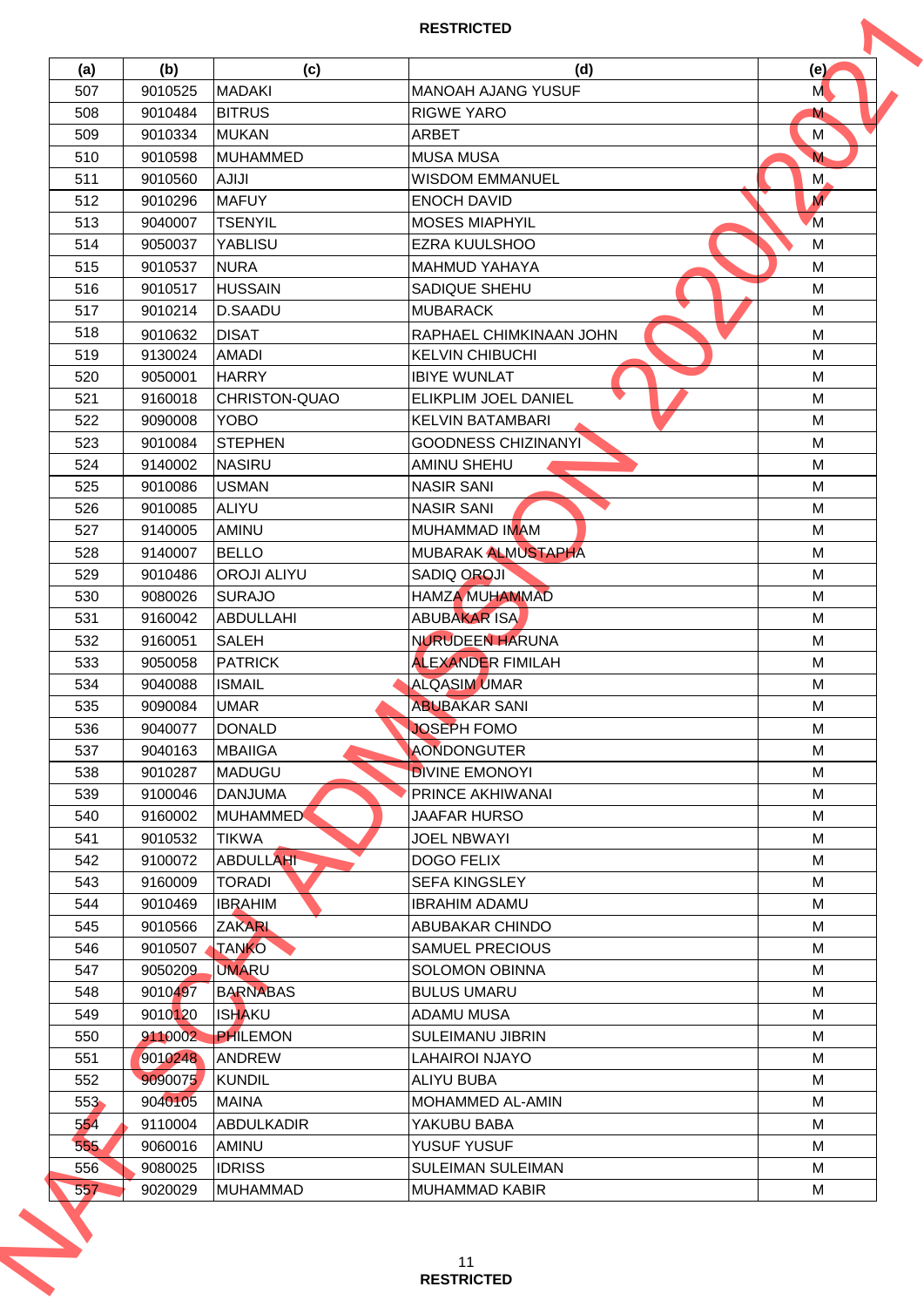RESTRICTED

| (a) | (b) | (c) | (d) | (e) |
|---|---|---|---|---|
| 507 | 9010525 | MADAKI | MANOAH AJANG YUSUF | M |
| 508 | 9010484 | BITRUS | RIGWE YARO | M |
| 509 | 9010334 | MUKAN | ARBET | M |
| 510 | 9010598 | MUHAMMED | MUSA MUSA | M |
| 511 | 9010560 | AJIJI | WISDOM EMMANUEL | M |
| 512 | 9010296 | MAFUY | ENOCH DAVID | M |
| 513 | 9040007 | TSENYIL | MOSES MIAPHYIL | M |
| 514 | 9050037 | YABLISU | EZRA KUULSHOO | M |
| 515 | 9010537 | NURA | MAHMUD YAHAYA | M |
| 516 | 9010517 | HUSSAIN | SADIQUE SHEHU | M |
| 517 | 9010214 | D.SAADU | MUBARACK | M |
| 518 | 9010632 | DISAT | RAPHAEL CHIMKINAAN JOHN | M |
| 519 | 9130024 | AMADI | KELVIN CHIBUCHI | M |
| 520 | 9050001 | HARRY | IBIYE WUNLAT | M |
| 521 | 9160018 | CHRISTON-QUAO | ELIKPLIM JOEL DANIEL | M |
| 522 | 9090008 | YOBO | KELVIN BATAMBARI | M |
| 523 | 9010084 | STEPHEN | GOODNESS CHIZINANYI | M |
| 524 | 9140002 | NASIRU | AMINU SHEHU | M |
| 525 | 9010086 | USMAN | NASIR SANI | M |
| 526 | 9010085 | ALIYU | NASIR SANI | M |
| 527 | 9140005 | AMINU | MUHAMMAD IMAM | M |
| 528 | 9140007 | BELLO | MUBARAK ALMUSTAPHA | M |
| 529 | 9010486 | OROJI ALIYU | SADIQ OROJI | M |
| 530 | 9080026 | SURAJO | HAMZA MUHAMMAD | M |
| 531 | 9160042 | ABDULLAHI | ABUBAKAR ISA | M |
| 532 | 9160051 | SALEH | NURUDEEN HARUNA | M |
| 533 | 9050058 | PATRICK | ALEXANDER FIMILAH | M |
| 534 | 9040088 | ISMAIL | ALQASIM UMAR | M |
| 535 | 9090084 | UMAR | ABUBAKAR SANI | M |
| 536 | 9040077 | DONALD | JOSEPH FOMO | M |
| 537 | 9040163 | MBAIIGA | AONDONGUTER | M |
| 538 | 9010287 | MADUGU | DIVINE EMONOYI | M |
| 539 | 9100046 | DANJUMA | PRINCE AKHIWANAI | M |
| 540 | 9160002 | MUHAMMED | JAAFAR HURSO | M |
| 541 | 9010532 | TIKWA | JOEL NBWAYI | M |
| 542 | 9100072 | ABDULLAHI | DOGO FELIX | M |
| 543 | 9160009 | TORADI | SEFA KINGSLEY | M |
| 544 | 9010469 | IBRAHIM | IBRAHIM ADAMU | M |
| 545 | 9010566 | ZAKARI | ABUBAKAR CHINDO | M |
| 546 | 9010507 | TANKO | SAMUEL PRECIOUS | M |
| 547 | 9050209 | UMARU | SOLOMON OBINNA | M |
| 548 | 9010497 | BARNABAS | BULUS UMARU | M |
| 549 | 9010120 | ISHAKU | ADAMU MUSA | M |
| 550 | 9110002 | PHILEMON | SULEIMANU JIBRIN | M |
| 551 | 9010248 | ANDREW | LAHAIROI NJAYO | M |
| 552 | 9090075 | KUNDIL | ALIYU BUBA | M |
| 553 | 9040105 | MAINA | MOHAMMED AL-AMIN | M |
| 554 | 9110004 | ABDULKADIR | YAKUBU BABA | M |
| 555 | 9060016 | AMINU | YUSUF YUSUF | M |
| 556 | 9080025 | IDRISS | SULEIMAN SULEIMAN | M |
| 557 | 9020029 | MUHAMMAD | MUHAMMAD KABIR | M |

RESTRICTED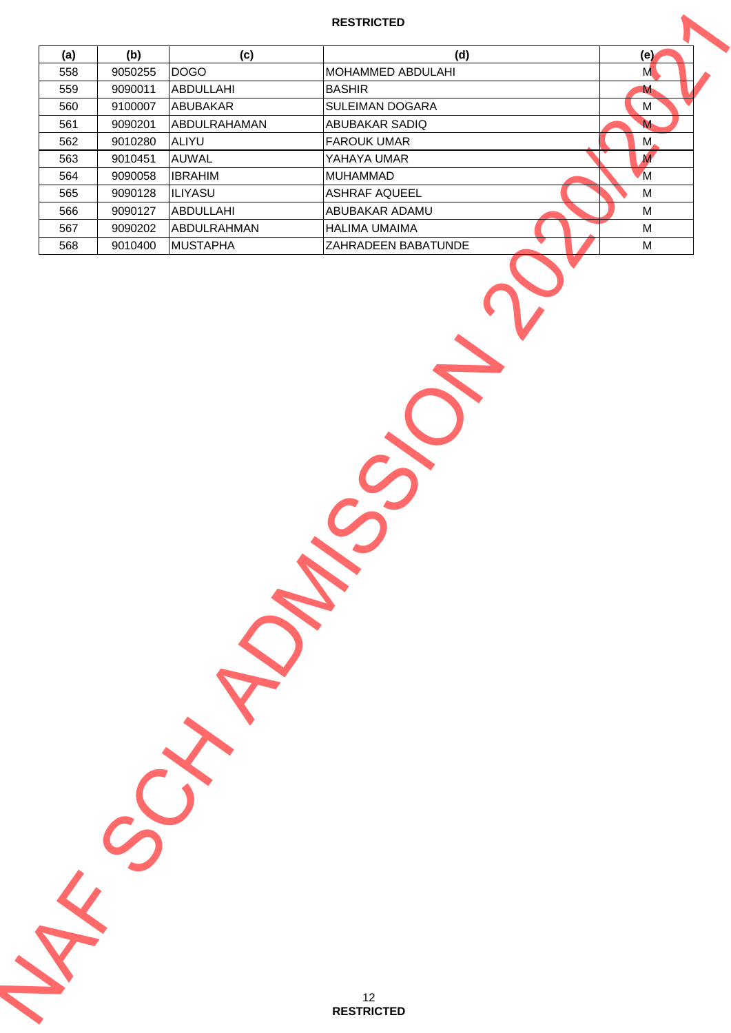| (a) | (b) | (c) | (d) | (e) |
|---|---|---|---|---|
| 558 | 9050255 | DOGO | MOHAMMED ABDULAHI | M |
| 559 | 9090011 | ABDULLAHI | BASHIR | M |
| 560 | 9100007 | ABUBAKAR | SULEIMAN DOGARA | M |
| 561 | 9090201 | ABDULRAHAMAN | ABUBAKAR SADIQ | M |
| 562 | 9010280 | ALIYU | FAROUK UMAR | M |
| 563 | 9010451 | AUWAL | YAHAYA UMAR | M |
| 564 | 9090058 | IBRAHIM | MUHAMMAD | M |
| 565 | 9090128 | ILIYASU | ASHRAF AQUEEL | M |
| 566 | 9090127 | ABDULLAHI | ABUBAKAR ADAMU | M |
| 567 | 9090202 | ABDULRAHMAN | HALIMA UMAIMA | M |
| 568 | 9010400 | MUSTAPHA | ZAHRADEEN BABATUNDE | M |